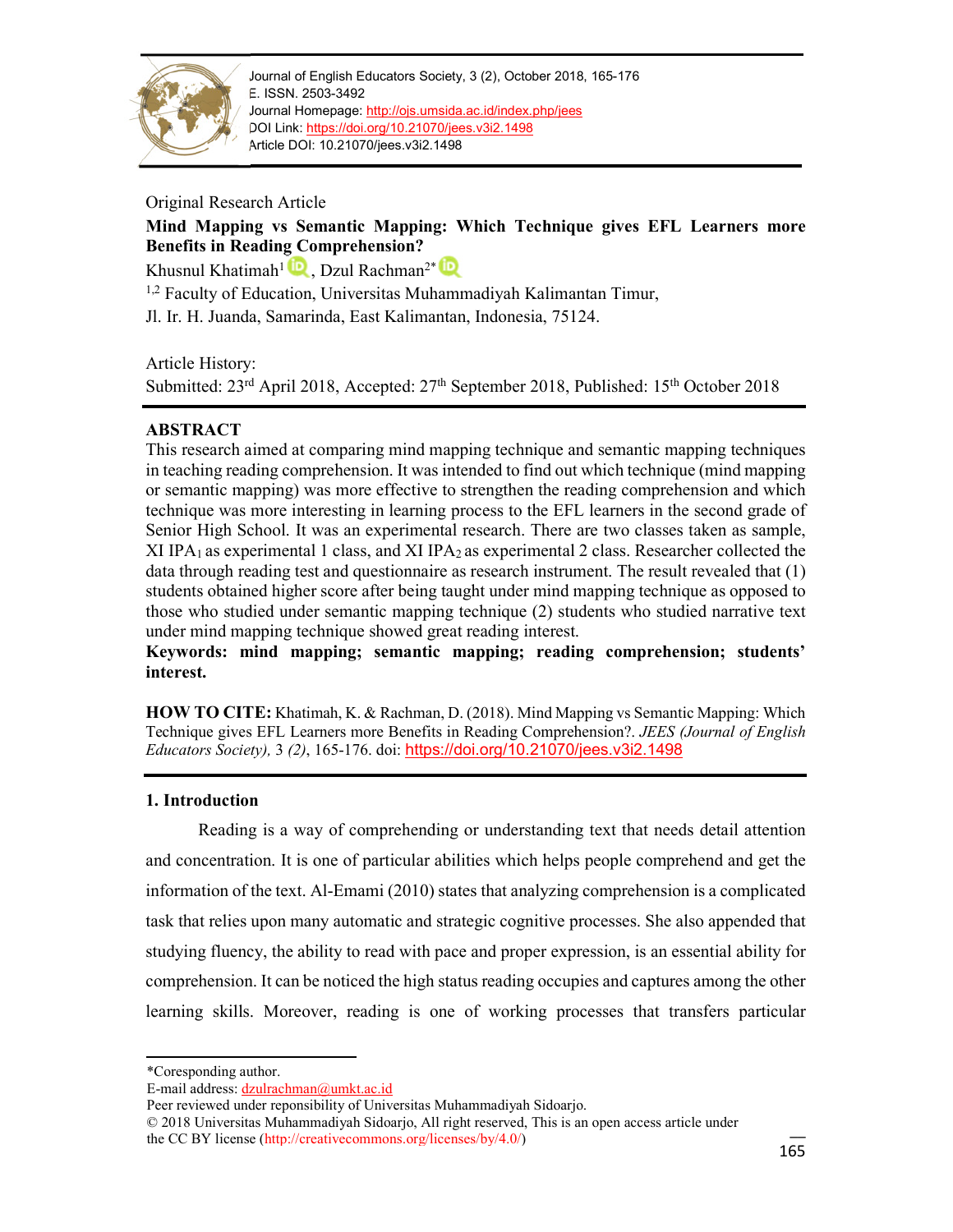Original Research Article

# Mind Mapping vs Semantic Mapping: Which Technique gives EFL Learners more Benefits in Reading Comprehension?

Khusnul Khatimah[1], Dzul Rachman[2*]

[1,2] Faculty of Education, Universitas Muhammadiyah Kalimantan Timur, Jl. Ir. H. Juanda, Samarinda, East Kalimantan, Indonesia, 75124.

Article History:
Submitted: 23rd April 2018, Accepted: 27th September 2018, Published: 15th October 2018

## ABSTRACT

This research aimed at comparing mind mapping technique and semantic mapping techniques in teaching reading comprehension. It was intended to find out which technique (mind mapping or semantic mapping) was more effective to strengthen the reading comprehension and which technique was more interesting in learning process to the EFL learners in the second grade of Senior High School. It was an experimental research. There are two classes taken as sample, XI $IPA_1$ as experimental 1 class, and XI $IPA_2$ as experimental 2 class. Researcher collected the data through reading test and questionnaire as research instrument. The result revealed that (1) students obtained higher score after being taught under mind mapping technique as opposed to those who studied under semantic mapping technique (2) students who studied narrative text under mind mapping technique showed great reading interest.

**Keywords: mind mapping; semantic mapping; reading comprehension; students' interest.**

**HOW TO CITE:** Khatimah, K. & Rachman, D. (2018). Mind Mapping vs Semantic Mapping: Which Technique gives EFL Learners more Benefits in Reading Comprehension?. *JEES (Journal of English Educators Society),* 3 *(2)*, 165-176. doi: https://doi.org/10.21070/jees.v3i2.1498

## 1. Introduction

Reading is a way of comprehending or understanding text that needs detail attention and concentration. It is one of particular abilities which helps people comprehend and get the information of the text. Al-Emami (2010) states that analyzing comprehension is a complicated task that relies upon many automatic and strategic cognitive processes. She also appended that studying fluency, the ability to read with pace and proper expression, is an essential ability for comprehension. It can be noticed the high status reading occupies and captures among the other learning skills. Moreover, reading is one of working processes that transfers particular

*Coresponding author.
E-mail address: dzulrachman@umkt.ac.id
Peer reviewed under reponisibility of Universitas Muhammadiyah Sidoarjo.
© 2018 Universitas Muhammadiyah Sidoarjo, All right reserved, This is an open access article under the CC BY license (http://creativecommons.org/licenses/by/4.0/)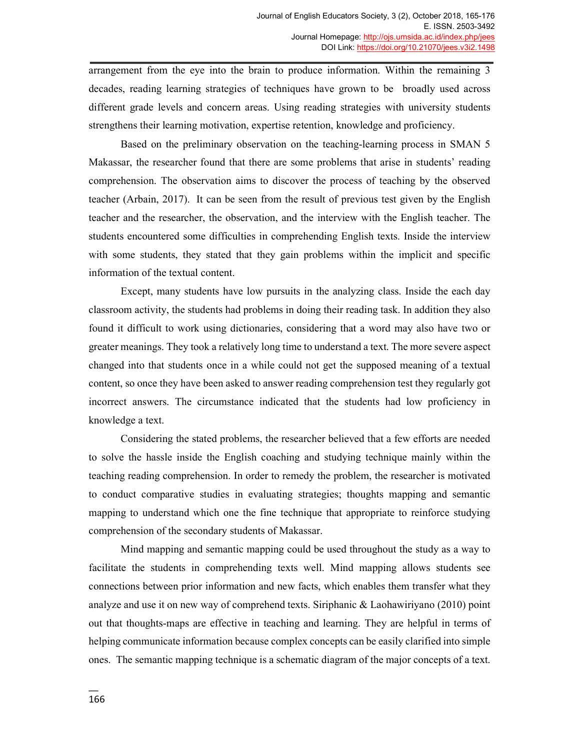arrangement from the eye into the brain to produce information. Within the remaining 3 decades, reading learning strategies of techniques have grown to be broadly used across different grade levels and concern areas. Using reading strategies with university students strengthens their learning motivation, expertise retention, knowledge and proficiency.

Based on the preliminary observation on the teaching-learning process in SMAN 5 Makassar, the researcher found that there are some problems that arise in students' reading comprehension. The observation aims to discover the process of teaching by the observed teacher (Arbain, 2017). It can be seen from the result of previous test given by the English teacher and the researcher, the observation, and the interview with the English teacher. The students encountered some difficulties in comprehending English texts. Inside the interview with some students, they stated that they gain problems within the implicit and specific information of the textual content.

Except, many students have low pursuits in the analyzing class. Inside the each day classroom activity, the students had problems in doing their reading task. In addition they also found it difficult to work using dictionaries, considering that a word may also have two or greater meanings. They took a relatively long time to understand a text. The more severe aspect changed into that students once in a while could not get the supposed meaning of a textual content, so once they have been asked to answer reading comprehension test they regularly got incorrect answers. The circumstance indicated that the students had low proficiency in knowledge a text.

Considering the stated problems, the researcher believed that a few efforts are needed to solve the hassle inside the English coaching and studying technique mainly within the teaching reading comprehension. In order to remedy the problem, the researcher is motivated to conduct comparative studies in evaluating strategies; thoughts mapping and semantic mapping to understand which one the fine technique that appropriate to reinforce studying comprehension of the secondary students of Makassar.

Mind mapping and semantic mapping could be used throughout the study as a way to facilitate the students in comprehending texts well. Mind mapping allows students see connections between prior information and new facts, which enables them transfer what they analyze and use it on new way of comprehend texts. Siriphanic & Laohawiriyano (2010) point out that thoughts-maps are effective in teaching and learning. They are helpful in terms of helping communicate information because complex concepts can be easily clarified into simple ones. The semantic mapping technique is a schematic diagram of the major concepts of a text.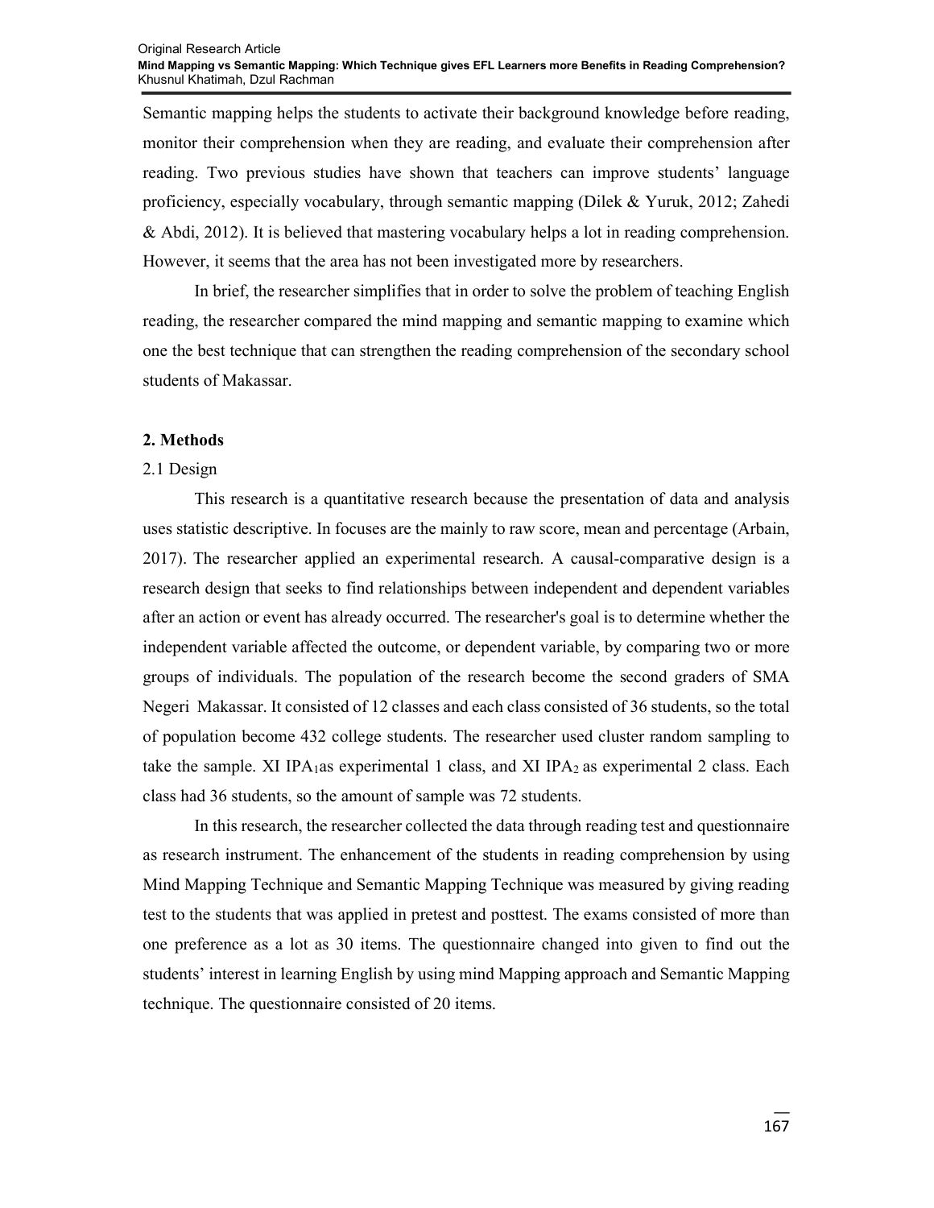Semantic mapping helps the students to activate their background knowledge before reading, monitor their comprehension when they are reading, and evaluate their comprehension after reading. Two previous studies have shown that teachers can improve students' language proficiency, especially vocabulary, through semantic mapping (Dilek & Yuruk, 2012; Zahedi & Abdi, 2012). It is believed that mastering vocabulary helps a lot in reading comprehension. However, it seems that the area has not been investigated more by researchers.

In brief, the researcher simplifies that in order to solve the problem of teaching English reading, the researcher compared the mind mapping and semantic mapping to examine which one the best technique that can strengthen the reading comprehension of the secondary school students of Makassar.

## 2. Methods

### 2.1 Design

This research is a quantitative research because the presentation of data and analysis uses statistic descriptive. In focuses are the mainly to raw score, mean and percentage (Arbain, 2017). The researcher applied an experimental research. A causal-comparative design is a research design that seeks to find relationships between independent and dependent variables after an action or event has already occurred. The researcher's goal is to determine whether the independent variable affected the outcome, or dependent variable, by comparing two or more groups of individuals. The population of the research become the second graders of SMA Negeri Makassar. It consisted of 12 classes and each class consisted of 36 students, so the total of population become 432 college students. The researcher used cluster random sampling to take the sample. XI $IPA_1$as experimental 1 class, and XI $IPA_2$ as experimental 2 class. Each class had 36 students, so the amount of sample was 72 students.

In this research, the researcher collected the data through reading test and questionnaire as research instrument. The enhancement of the students in reading comprehension by using Mind Mapping Technique and Semantic Mapping Technique was measured by giving reading test to the students that was applied in pretest and posttest. The exams consisted of more than one preference as a lot as 30 items. The questionnaire changed into given to find out the students' interest in learning English by using mind Mapping approach and Semantic Mapping technique. The questionnaire consisted of 20 items.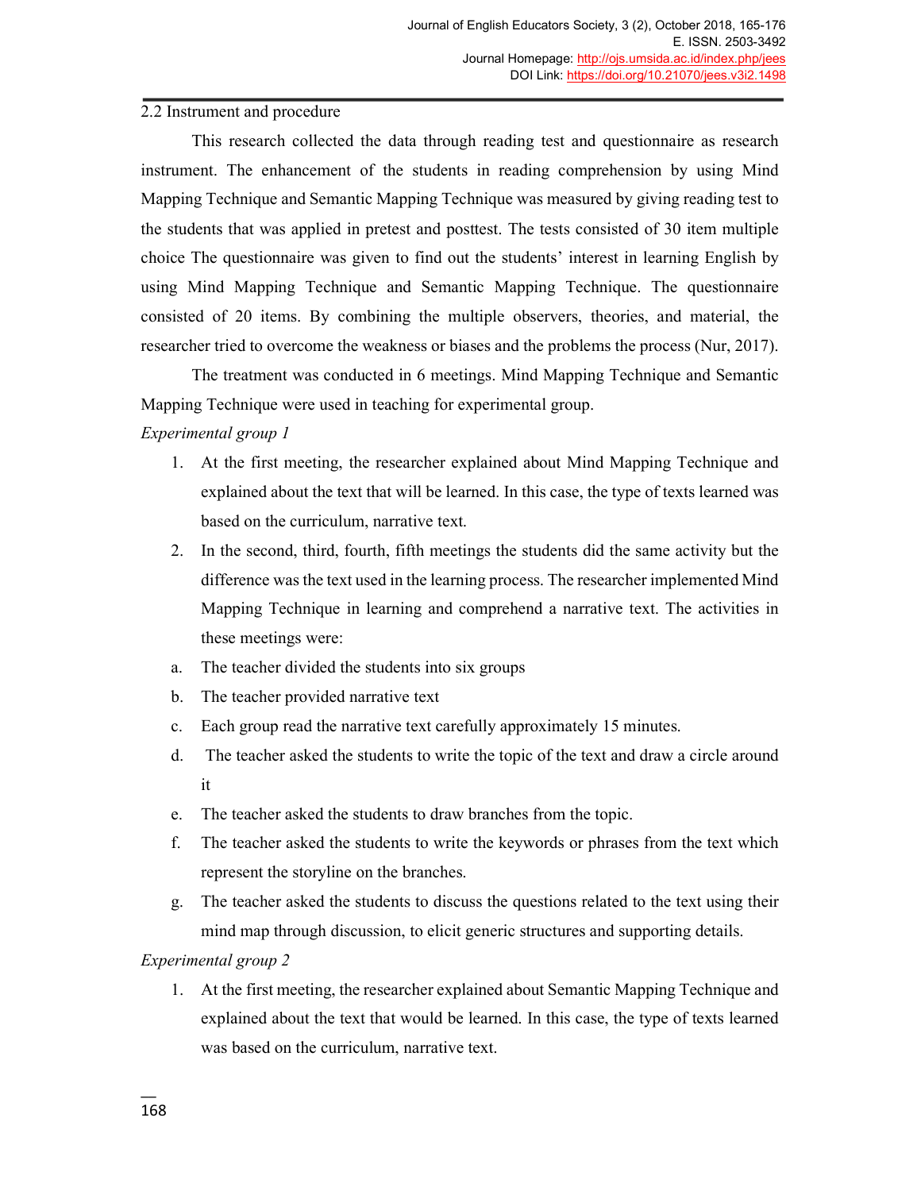2.2 Instrument and procedure

This research collected the data through reading test and questionnaire as research instrument. The enhancement of the students in reading comprehension by using Mind Mapping Technique and Semantic Mapping Technique was measured by giving reading test to the students that was applied in pretest and posttest. The tests consisted of 30 item multiple choice The questionnaire was given to find out the students' interest in learning English by using Mind Mapping Technique and Semantic Mapping Technique. The questionnaire consisted of 20 items. By combining the multiple observers, theories, and material, the researcher tried to overcome the weakness or biases and the problems the process (Nur, 2017).

The treatment was conducted in 6 meetings. Mind Mapping Technique and Semantic Mapping Technique were used in teaching for experimental group.

*Experimental group 1*

1. At the first meeting, the researcher explained about Mind Mapping Technique and explained about the text that will be learned. In this case, the type of texts learned was based on the curriculum, narrative text.
2. In the second, third, fourth, fifth meetings the students did the same activity but the difference was the text used in the learning process. The researcher implemented Mind Mapping Technique in learning and comprehend a narrative text. The activities in these meetings were:

a. The teacher divided the students into six groups
b. The teacher provided narrative text
c. Each group read the narrative text carefully approximately 15 minutes.
d. The teacher asked the students to write the topic of the text and draw a circle around it
e. The teacher asked the students to draw branches from the topic.
f. The teacher asked the students to write the keywords or phrases from the text which represent the storyline on the branches.
g. The teacher asked the students to discuss the questions related to the text using their mind map through discussion, to elicit generic structures and supporting details.

*Experimental group 2*

1. At the first meeting, the researcher explained about Semantic Mapping Technique and explained about the text that would be learned. In this case, the type of texts learned was based on the curriculum, narrative text.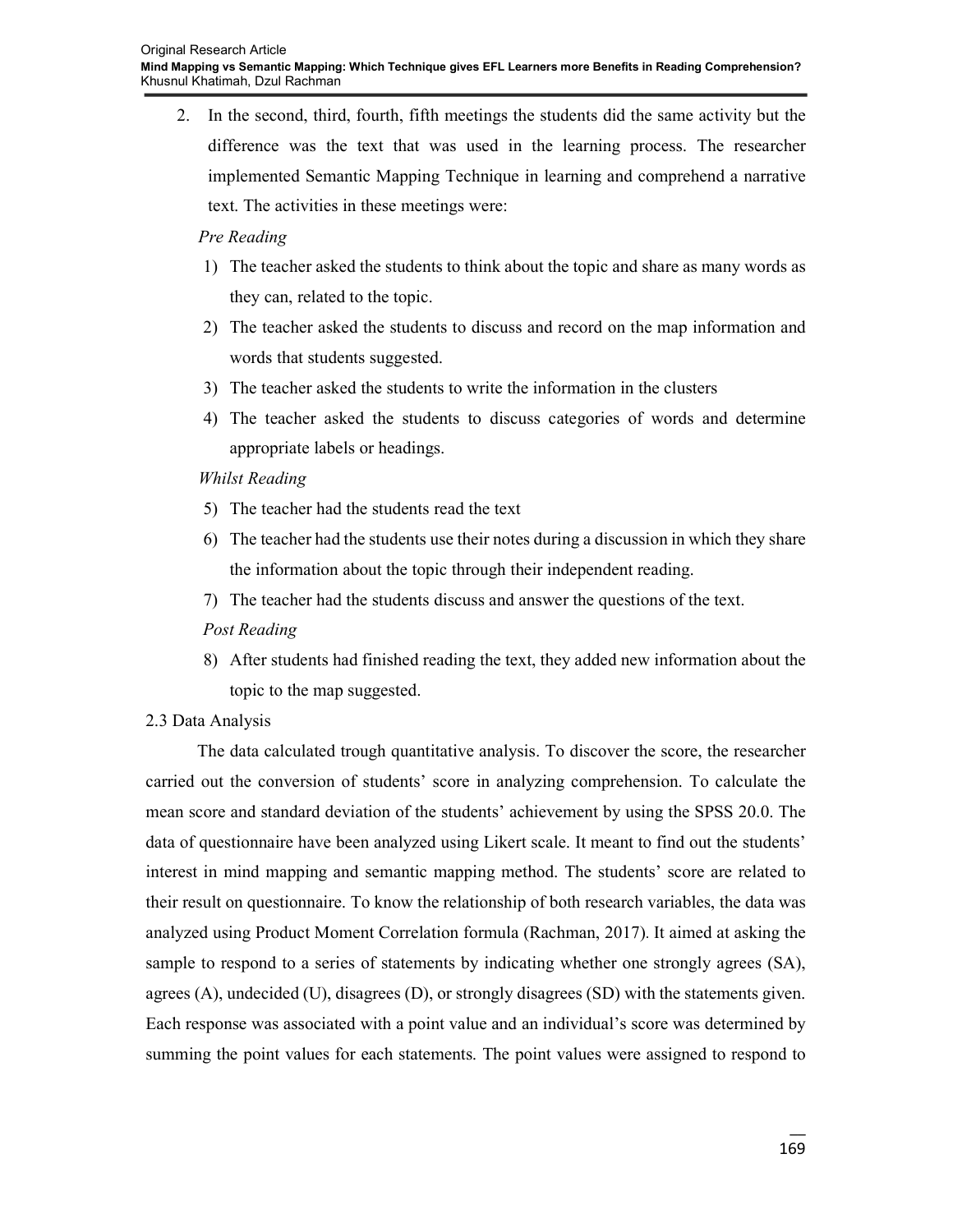2. In the second, third, fourth, fifth meetings the students did the same activity but the difference was the text that was used in the learning process. The researcher implemented Semantic Mapping Technique in learning and comprehend a narrative text. The activities in these meetings were:

   *Pre Reading*

   1) The teacher asked the students to think about the topic and share as many words as they can, related to the topic.
   2) The teacher asked the students to discuss and record on the map information and words that students suggested.
   3) The teacher asked the students to write the information in the clusters
   4) The teacher asked the students to discuss categories of words and determine appropriate labels or headings.

   *Whilst Reading*

   5) The teacher had the students read the text
   6) The teacher had the students use their notes during a discussion in which they share the information about the topic through their independent reading.
   7) The teacher had the students discuss and answer the questions of the text.

   *Post Reading*

   8) After students had finished reading the text, they added new information about the topic to the map suggested.

2.3 Data Analysis

The data calculated trough quantitative analysis. To discover the score, the researcher carried out the conversion of students' score in analyzing comprehension. To calculate the mean score and standard deviation of the students' achievement by using the SPSS 20.0. The data of questionnaire have been analyzed using Likert scale. It meant to find out the students' interest in mind mapping and semantic mapping method. The students' score are related to their result on questionnaire. To know the relationship of both research variables, the data was analyzed using Product Moment Correlation formula (Rachman, 2017). It aimed at asking the sample to respond to a series of statements by indicating whether one strongly agrees (SA), agrees (A), undecided (U), disagrees (D), or strongly disagrees (SD) with the statements given. Each response was associated with a point value and an individual's score was determined by summing the point values for each statements. The point values were assigned to respond to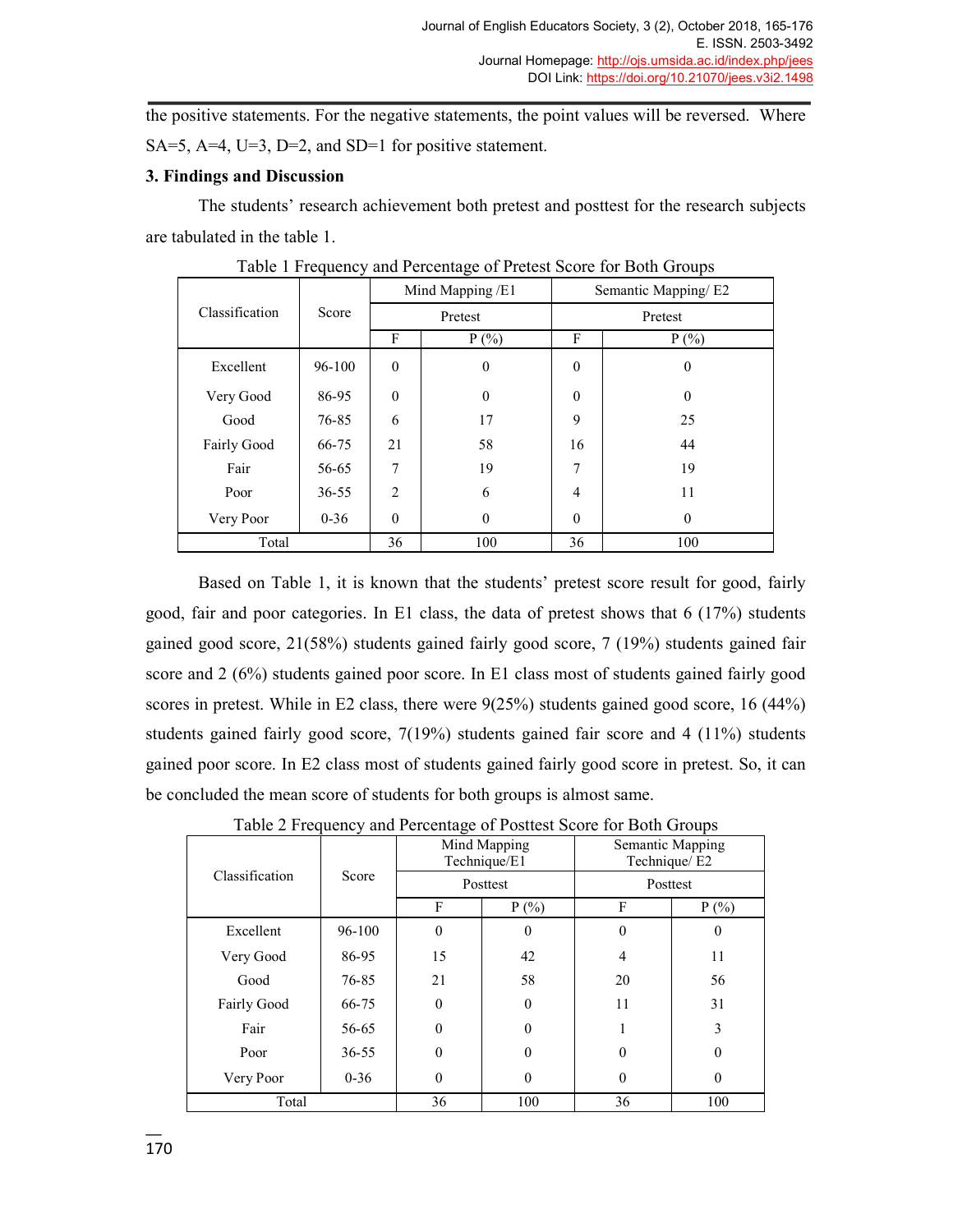the positive statements. For the negative statements, the point values will be reversed. Where SA=5, A=4, U=3, D=2, and SD=1 for positive statement.

**3. Findings and Discussion**

The students' research achievement both pretest and posttest for the research subjects are tabulated in the table 1.

Table 1 Frequency and Percentage of Pretest Score for Both Groups

| Classification | Score | Mind Mapping /E1 | | Semantic Mapping/ E2 | |
|---|---|---|---|---|---|
| | | Pretest | | Pretest | |
| | | F | P (%) | F | P (%) |
| Excellent | 96-100 | 0 | 0 | 0 | 0 |
| Very Good | 86-95 | 0 | 0 | 0 | 0 |
| Good | 76-85 | 6 | 17 | 9 | 25 |
| Fairly Good | 66-75 | 21 | 58 | 16 | 44 |
| Fair | 56-65 | 7 | 19 | 7 | 19 |
| Poor | 36-55 | 2 | 6 | 4 | 11 |
| Very Poor | 0-36 | 0 | 0 | 0 | 0 |
| Total | | 36 | 100 | 36 | 100 |

Based on Table 1, it is known that the students' pretest score result for good, fairly good, fair and poor categories. In E1 class, the data of pretest shows that 6 (17%) students gained good score, 21(58%) students gained fairly good score, 7 (19%) students gained fair score and 2 (6%) students gained poor score. In E1 class most of students gained fairly good scores in pretest. While in E2 class, there were 9(25%) students gained good score, 16 (44%) students gained fairly good score, 7(19%) students gained fair score and 4 (11%) students gained poor score. In E2 class most of students gained fairly good score in pretest. So, it can be concluded the mean score of students for both groups is almost same.

Table 2 Frequency and Percentage of Posttest Score for Both Groups

| Classification | Score | Mind Mapping Technique/E1 | | Semantic Mapping Technique/ E2 | |
|---|---|---|---|---|---|
| | | Posttest | | Posttest | |
| | | F | P (%) | F | P (%) |
| Excellent | 96-100 | 0 | 0 | 0 | 0 |
| Very Good | 86-95 | 15 | 42 | 4 | 11 |
| Good | 76-85 | 21 | 58 | 20 | 56 |
| Fairly Good | 66-75 | 0 | 0 | 11 | 31 |
| Fair | 56-65 | 0 | 0 | 1 | 3 |
| Poor | 36-55 | 0 | 0 | 0 | 0 |
| Very Poor | 0-36 | 0 | 0 | 0 | 0 |
| Total | | 36 | 100 | 36 | 100 |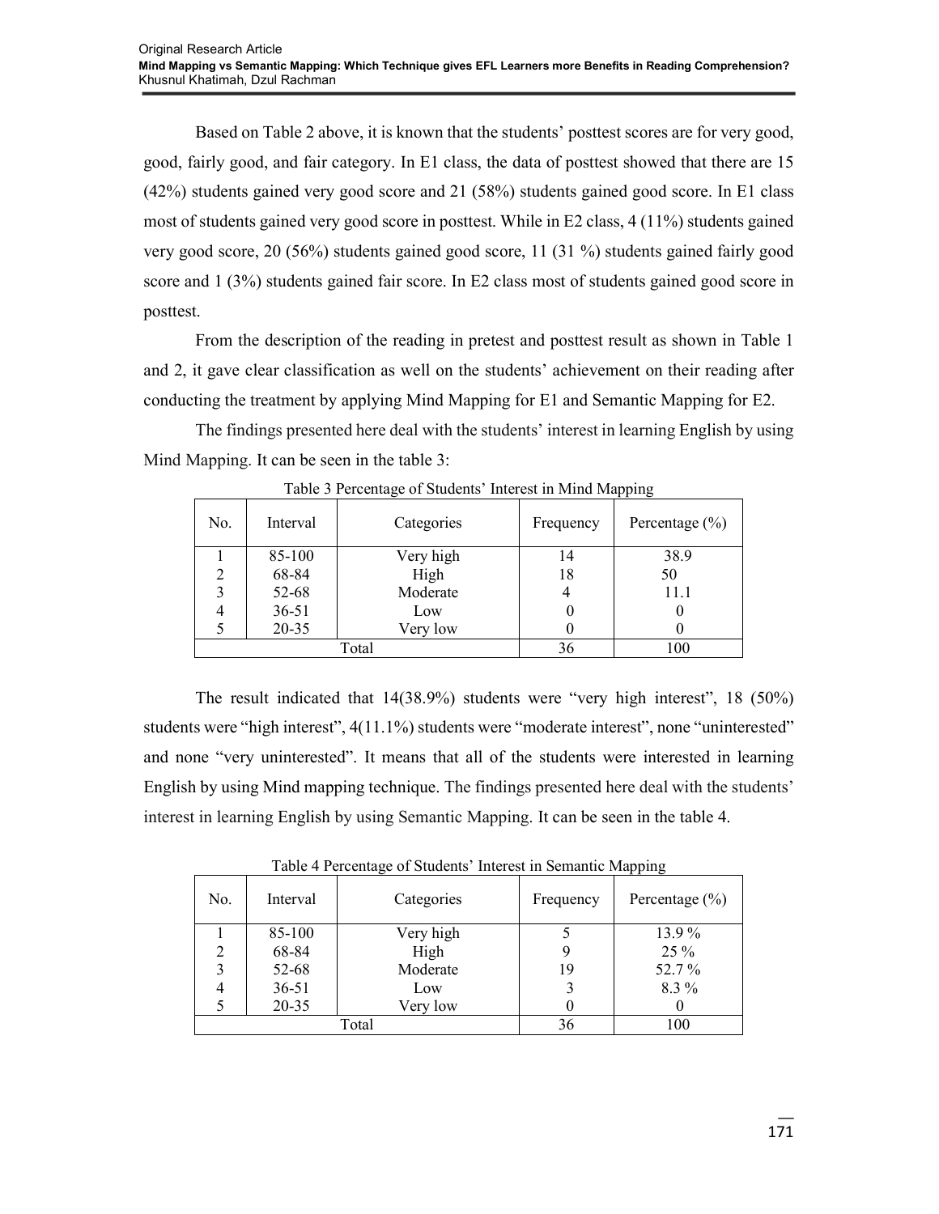Based on Table 2 above, it is known that the students' posttest scores are for very good, good, fairly good, and fair category. In E1 class, the data of posttest showed that there are 15 (42%) students gained very good score and 21 (58%) students gained good score. In E1 class most of students gained very good score in posttest. While in E2 class, 4 (11%) students gained very good score, 20 (56%) students gained good score, 11 (31 %) students gained fairly good score and 1 (3%) students gained fair score. In E2 class most of students gained good score in posttest.

From the description of the reading in pretest and posttest result as shown in Table 1 and 2, it gave clear classification as well on the students' achievement on their reading after conducting the treatment by applying Mind Mapping for E1 and Semantic Mapping for E2.

The findings presented here deal with the students' interest in learning English by using Mind Mapping. It can be seen in the table 3:

Table 3 Percentage of Students' Interest in Mind Mapping

| No. | Interval | Categories | Frequency | Percentage (%) |
|---|---|---|---|---|
| 1 | 85-100 | Very high | 14 | 38.9 |
| 2 | 68-84 | High | 18 | 50 |
| 3 | 52-68 | Moderate | 4 | 11.1 |
| 4 | 36-51 | Low | 0 | 0 |
| 5 | 20-35 | Very low | 0 | 0 |
| Total | | | 36 | 100 |

The result indicated that 14(38.9%) students were "very high interest", 18 (50%) students were "high interest", 4(11.1%) students were "moderate interest", none "uninterested" and none "very uninterested". It means that all of the students were interested in learning English by using Mind mapping technique. The findings presented here deal with the students' interest in learning English by using Semantic Mapping. It can be seen in the table 4.

Table 4 Percentage of Students' Interest in Semantic Mapping

| No. | Interval | Categories | Frequency | Percentage (%) |
|---|---|---|---|---|
| 1 | 85-100 | Very high | 5 | 13.9 % |
| 2 | 68-84 | High | 9 | 25 % |
| 3 | 52-68 | Moderate | 19 | 52.7 % |
| 4 | 36-51 | Low | 3 | 8.3 % |
| 5 | 20-35 | Very low | 0 | 0 |
| Total | | | 36 | 100 |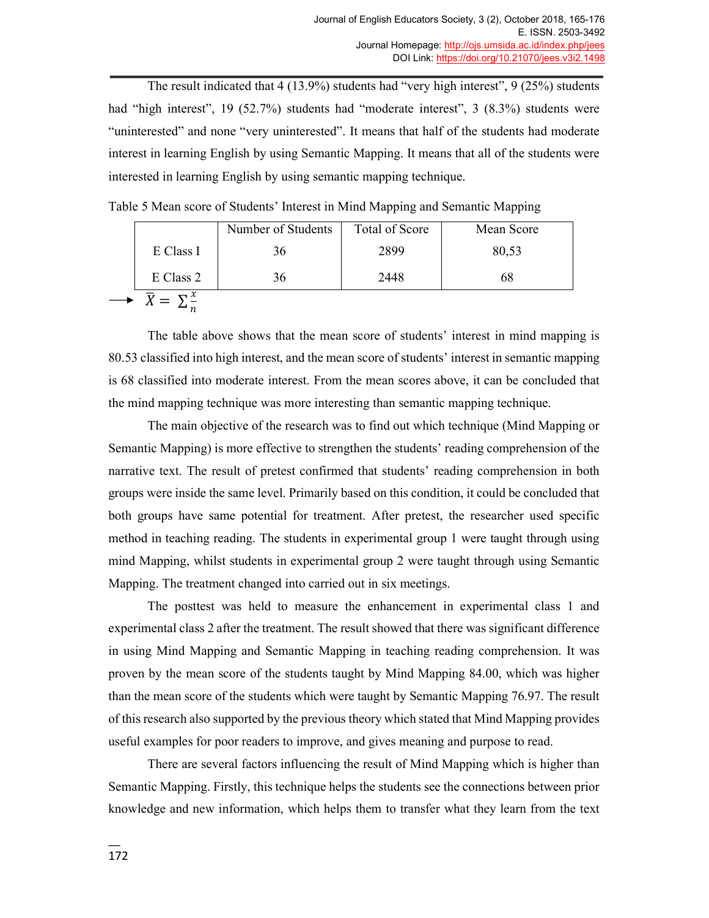The result indicated that 4 (13.9%) students had "very high interest", 9 (25%) students had "high interest", 19 (52.7%) students had "moderate interest", 3 (8.3%) students were "uninterested" and none "very uninterested". It means that half of the students had moderate interest in learning English by using Semantic Mapping. It means that all of the students were interested in learning English by using semantic mapping technique.

Table 5 Mean score of Students' Interest in Mind Mapping and Semantic Mapping

| | Number of Students | Total of Score | Mean Score |
|---|---|---|---|
| E Class I | 36 | 2899 | 80,53 |
| E Class 2 | 36 | 2448 | 68 |

→ $\bar{X} = \sum \frac{x}{n}$

The table above shows that the mean score of students' interest in mind mapping is 80.53 classified into high interest, and the mean score of students' interest in semantic mapping is 68 classified into moderate interest. From the mean scores above, it can be concluded that the mind mapping technique was more interesting than semantic mapping technique.

The main objective of the research was to find out which technique (Mind Mapping or Semantic Mapping) is more effective to strengthen the students' reading comprehension of the narrative text. The result of pretest confirmed that students' reading comprehension in both groups were inside the same level. Primarily based on this condition, it could be concluded that both groups have same potential for treatment. After pretest, the researcher used specific method in teaching reading. The students in experimental group 1 were taught through using mind Mapping, whilst students in experimental group 2 were taught through using Semantic Mapping. The treatment changed into carried out in six meetings.

The posttest was held to measure the enhancement in experimental class 1 and experimental class 2 after the treatment. The result showed that there was significant difference in using Mind Mapping and Semantic Mapping in teaching reading comprehension. It was proven by the mean score of the students taught by Mind Mapping 84.00, which was higher than the mean score of the students which were taught by Semantic Mapping 76.97. The result of this research also supported by the previous theory which stated that Mind Mapping provides useful examples for poor readers to improve, and gives meaning and purpose to read.

There are several factors influencing the result of Mind Mapping which is higher than Semantic Mapping. Firstly, this technique helps the students see the connections between prior knowledge and new information, which helps them to transfer what they learn from the text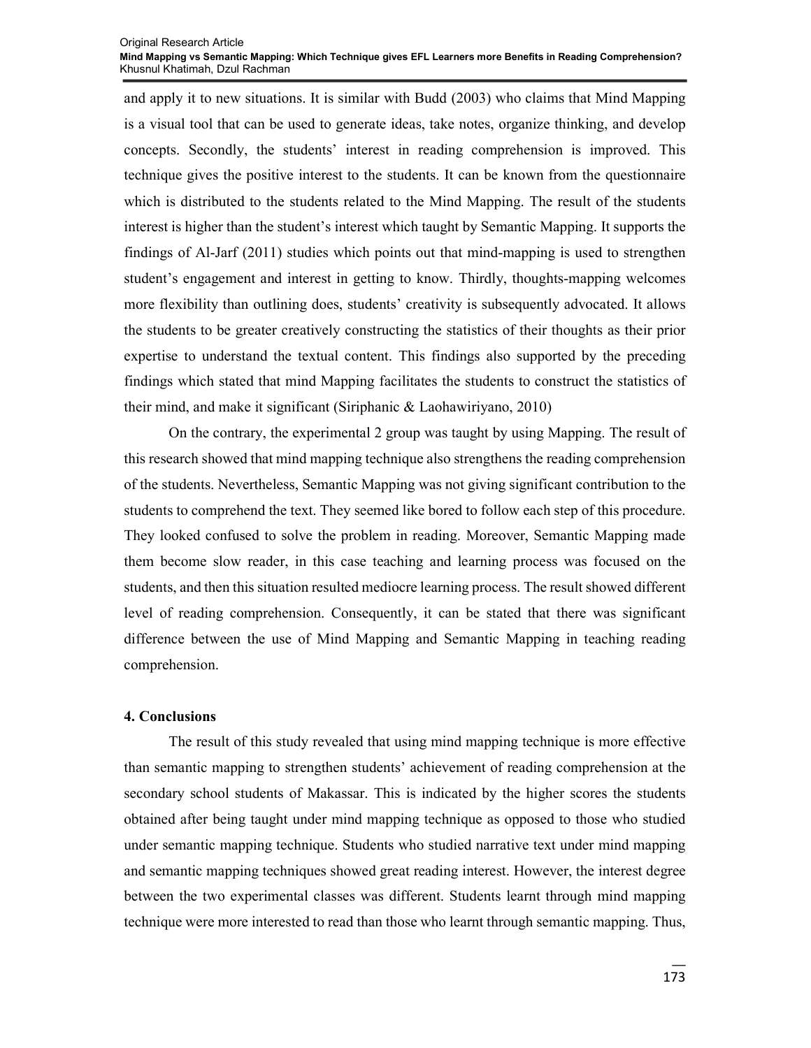and apply it to new situations. It is similar with Budd (2003) who claims that Mind Mapping is a visual tool that can be used to generate ideas, take notes, organize thinking, and develop concepts. Secondly, the students' interest in reading comprehension is improved. This technique gives the positive interest to the students. It can be known from the questionnaire which is distributed to the students related to the Mind Mapping. The result of the students interest is higher than the student's interest which taught by Semantic Mapping. It supports the findings of Al-Jarf (2011) studies which points out that mind-mapping is used to strengthen student's engagement and interest in getting to know. Thirdly, thoughts-mapping welcomes more flexibility than outlining does, students' creativity is subsequently advocated. It allows the students to be greater creatively constructing the statistics of their thoughts as their prior expertise to understand the textual content. This findings also supported by the preceding findings which stated that mind Mapping facilitates the students to construct the statistics of their mind, and make it significant (Siriphanic & Laohawiriyano, 2010)

On the contrary, the experimental 2 group was taught by using Mapping. The result of this research showed that mind mapping technique also strengthens the reading comprehension of the students. Nevertheless, Semantic Mapping was not giving significant contribution to the students to comprehend the text. They seemed like bored to follow each step of this procedure. They looked confused to solve the problem in reading. Moreover, Semantic Mapping made them become slow reader, in this case teaching and learning process was focused on the students, and then this situation resulted mediocre learning process. The result showed different level of reading comprehension. Consequently, it can be stated that there was significant difference between the use of Mind Mapping and Semantic Mapping in teaching reading comprehension.

## 4. Conclusions

The result of this study revealed that using mind mapping technique is more effective than semantic mapping to strengthen students' achievement of reading comprehension at the secondary school students of Makassar. This is indicated by the higher scores the students obtained after being taught under mind mapping technique as opposed to those who studied under semantic mapping technique. Students who studied narrative text under mind mapping and semantic mapping techniques showed great reading interest. However, the interest degree between the two experimental classes was different. Students learnt through mind mapping technique were more interested to read than those who learnt through semantic mapping. Thus,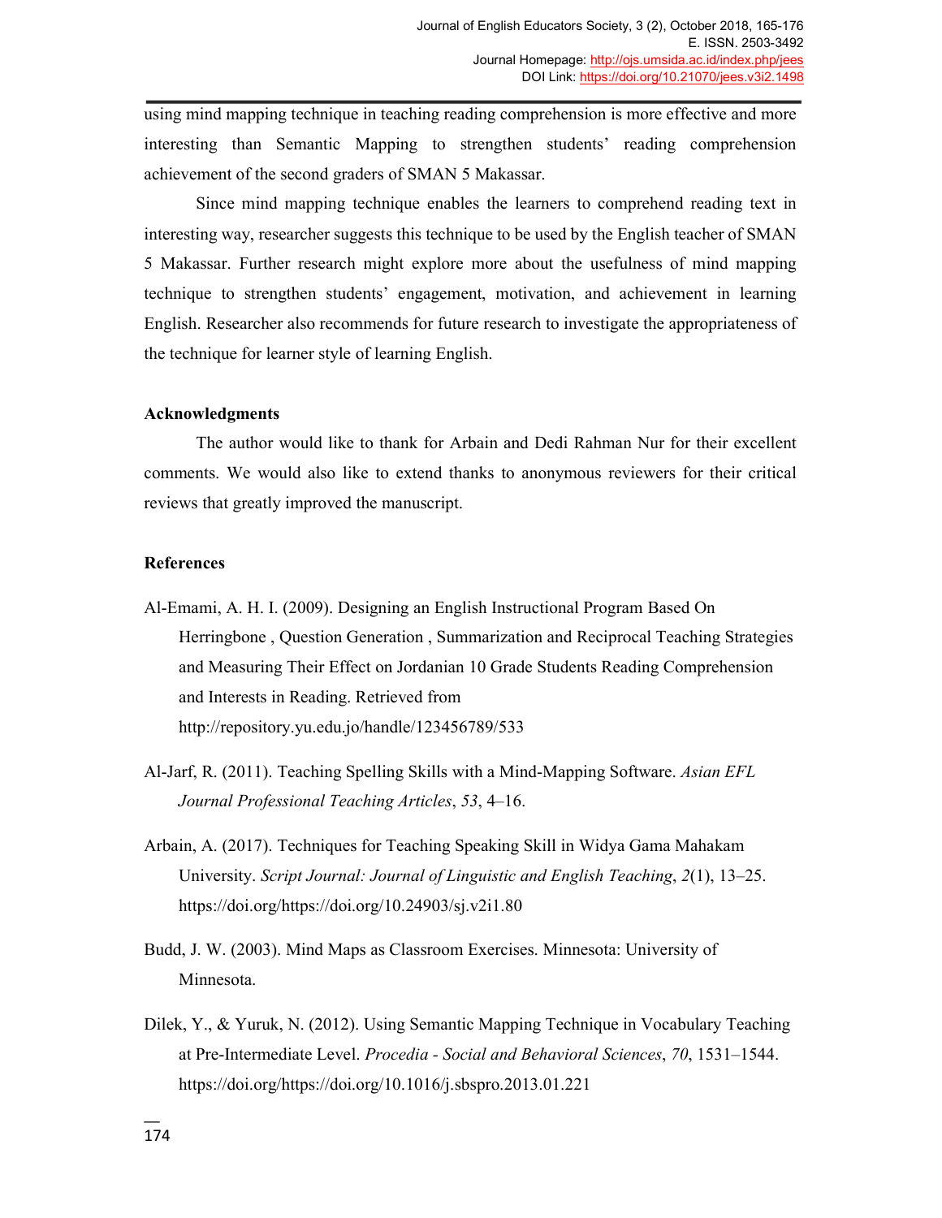using mind mapping technique in teaching reading comprehension is more effective and more interesting than Semantic Mapping to strengthen students' reading comprehension achievement of the second graders of SMAN 5 Makassar.

Since mind mapping technique enables the learners to comprehend reading text in interesting way, researcher suggests this technique to be used by the English teacher of SMAN 5 Makassar. Further research might explore more about the usefulness of mind mapping technique to strengthen students' engagement, motivation, and achievement in learning English. Researcher also recommends for future research to investigate the appropriateness of the technique for learner style of learning English.

**Acknowledgments**

The author would like to thank for Arbain and Dedi Rahman Nur for their excellent comments. We would also like to extend thanks to anonymous reviewers for their critical reviews that greatly improved the manuscript.

**References**

Al-Emami, A. H. I. (2009). Designing an English Instructional Program Based On Herringbone , Question Generation , Summarization and Reciprocal Teaching Strategies and Measuring Their Effect on Jordanian 10 Grade Students Reading Comprehension and Interests in Reading. Retrieved from http://repository.yu.edu.jo/handle/123456789/533

Al-Jarf, R. (2011). Teaching Spelling Skills with a Mind-Mapping Software. *Asian EFL Journal Professional Teaching Articles*, *53*, 4–16.

Arbain, A. (2017). Techniques for Teaching Speaking Skill in Widya Gama Mahakam University. *Script Journal: Journal of Linguistic and English Teaching*, *2*(1), 13–25. https://doi.org/https://doi.org/10.24903/sj.v2i1.80

Budd, J. W. (2003). Mind Maps as Classroom Exercises. Minnesota: University of Minnesota.

Dilek, Y., & Yuruk, N. (2012). Using Semantic Mapping Technique in Vocabulary Teaching at Pre-Intermediate Level. *Procedia - Social and Behavioral Sciences*, *70*, 1531–1544. https://doi.org/https://doi.org/10.1016/j.sbspro.2013.01.221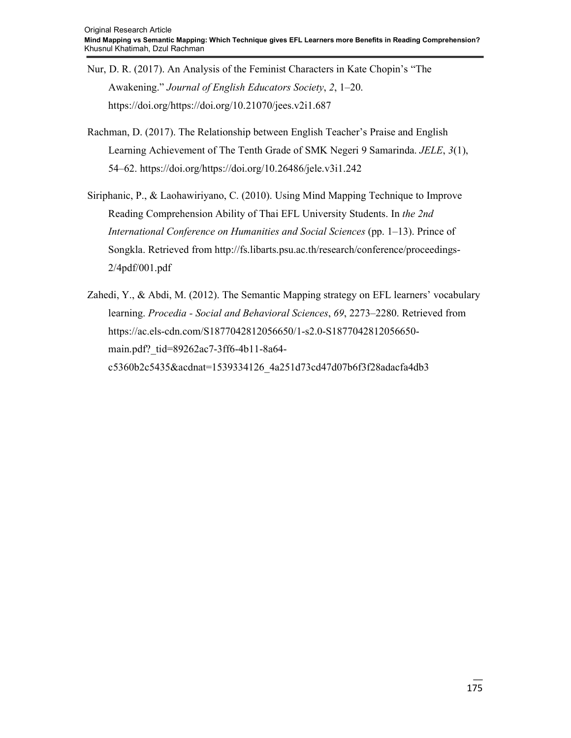Nur, D. R. (2017). An Analysis of the Feminist Characters in Kate Chopin's "The Awakening." *Journal of English Educators Society*, *2*, 1–20. https://doi.org/https://doi.org/10.21070/jees.v2i1.687

Rachman, D. (2017). The Relationship between English Teacher's Praise and English Learning Achievement of The Tenth Grade of SMK Negeri 9 Samarinda. *JELE*, *3*(1), 54–62. https://doi.org/https://doi.org/10.26486/jele.v3i1.242

Siriphanic, P., & Laohawiriyano, C. (2010). Using Mind Mapping Technique to Improve Reading Comprehension Ability of Thai EFL University Students. In *the 2nd International Conference on Humanities and Social Sciences* (pp. 1–13). Prince of Songkla. Retrieved from http://fs.libarts.psu.ac.th/research/conference/proceedings-2/4pdf/001.pdf

Zahedi, Y., & Abdi, M. (2012). The Semantic Mapping strategy on EFL learners' vocabulary learning. *Procedia - Social and Behavioral Sciences*, *69*, 2273–2280. Retrieved from https://ac.els-cdn.com/S1877042812056650/1-s2.0-S1877042812056650-main.pdf?_tid=89262ac7-3ff6-4b11-8a64-c5360b2c5435&acdnat=1539334126_4a251d73cd47d07b6f3f28adacfa4db3